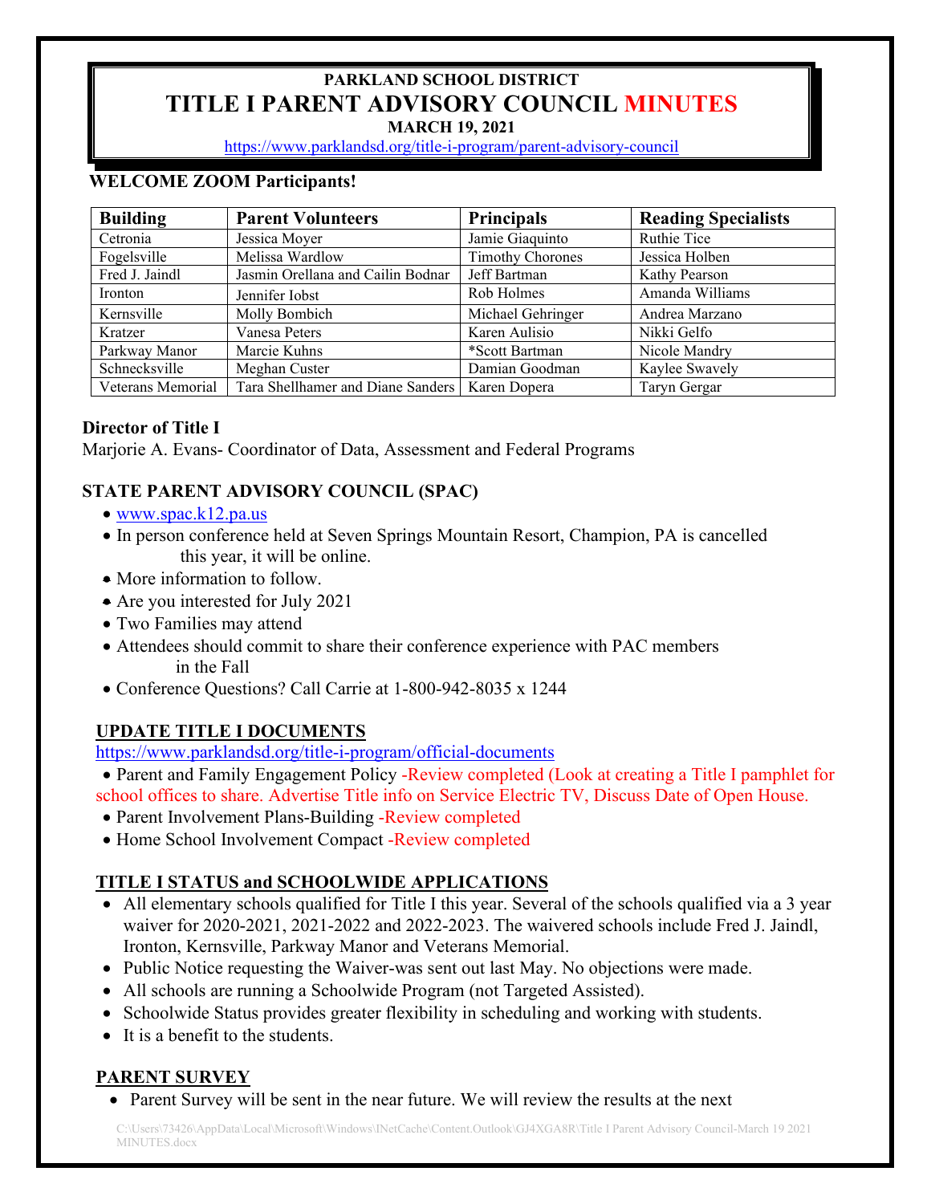# PARKLAND SCHOOL DISTRICT

# TITLE I PARENT ADVISORY COUNCIL MINUTES

**MARCH 19, 2021**

https://www.parklandsd.org/title-i-program/parent-advisory-council

**WELCOME ZOOM Participants!**

| Building | Parent Volunteers | Principals | Reading Specialists |
|---|---|---|---|
| Cetronia | Jessica Moyer | Jamie Giaquinto | Ruthie Tice |
| Fogelsville | Melissa Wardlow | Timothy Chorones | Jessica Holben |
| Fred J. Jaindl | Jasmin Orellana and Cailin Bodnar | Jeff Bartman | Kathy Pearson |
| Ironton | Jennifer Iobst | Rob Holmes | Amanda Williams |
| Kernsville | Molly Bombich | Michael Gehringer | Andrea Marzano |
| Kratzer | Vanesa Peters | Karen Aulisio | Nikki Gelfo |
| Parkway Manor | Marcie Kuhns | *Scott Bartman | Nicole Mandry |
| Schnecksville | Meghan Custer | Damian Goodman | Kaylee Swavely |
| Veterans Memorial | Tara Shellhamer and Diane Sanders | Karen Dopera | Taryn Gergar |

**Director of Title I**

Marjorie A. Evans- Coordinator of Data, Assessment and Federal Programs

**STATE PARENT ADVISORY COUNCIL (SPAC)**

- www.spac.k12.pa.us
- In person conference held at Seven Springs Mountain Resort, Champion, PA is cancelled this year, it will be online.
- More information to follow.
- Are you interested for July 2021
- Two Families may attend
- Attendees should commit to share their conference experience with PAC members in the Fall
- Conference Questions? Call Carrie at 1-800-942-8035 x 1244

**UPDATE TITLE I DOCUMENTS**

https://www.parklandsd.org/title-i-program/official-documents

- Parent and Family Engagement Policy -Review completed (Look at creating a Title I pamphlet for school offices to share. Advertise Title info on Service Electric TV, Discuss Date of Open House.
- Parent Involvement Plans-Building -Review completed
- Home School Involvement Compact -Review completed

**TITLE I STATUS and SCHOOLWIDE APPLICATIONS**

- All elementary schools qualified for Title I this year. Several of the schools qualified via a 3 year waiver for 2020-2021, 2021-2022 and 2022-2023. The waivered schools include Fred J. Jaindl, Ironton, Kernsville, Parkway Manor and Veterans Memorial.
- Public Notice requesting the Waiver-was sent out last May. No objections were made.
- All schools are running a Schoolwide Program (not Targeted Assisted).
- Schoolwide Status provides greater flexibility in scheduling and working with students.
- It is a benefit to the students.

**PARENT SURVEY**

- Parent Survey will be sent in the near future. We will review the results at the next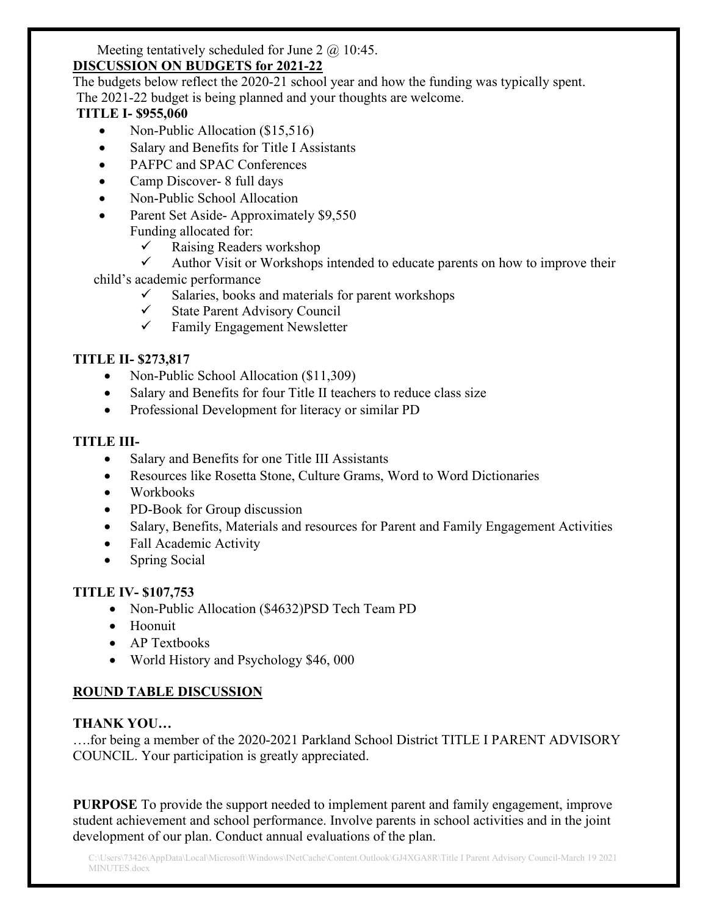Meeting tentatively scheduled for June 2 @ 10:45.

## DISCUSSION ON BUDGETS for 2021-22

The budgets below reflect the 2020-21 school year and how the funding was typically spent. The 2021-22 budget is being planned and your thoughts are welcome.

**TITLE I- $955,060**

- Non-Public Allocation ($15,516)
- Salary and Benefits for Title I Assistants
- PAFPC and SPAC Conferences
- Camp Discover- 8 full days
- Non-Public School Allocation
- Parent Set Aside- Approximately $9,550
  Funding allocated for:
  - ✓ Raising Readers workshop
  - ✓ Author Visit or Workshops intended to educate parents on how to improve their child's academic performance
  - ✓ Salaries, books and materials for parent workshops
  - ✓ State Parent Advisory Council
  - ✓ Family Engagement Newsletter

**TITLE II- $273,817**

- Non-Public School Allocation ($11,309)
- Salary and Benefits for four Title II teachers to reduce class size
- Professional Development for literacy or similar PD

**TITLE III-**

- Salary and Benefits for one Title III Assistants
- Resources like Rosetta Stone, Culture Grams, Word to Word Dictionaries
- Workbooks
- PD-Book for Group discussion
- Salary, Benefits, Materials and resources for Parent and Family Engagement Activities
- Fall Academic Activity
- Spring Social

**TITLE IV- $107,753**

- Non-Public Allocation ($4632)PSD Tech Team PD
- Hoonuit
- AP Textbooks
- World History and Psychology $46, 000

## ROUND TABLE DISCUSSION

**THANK YOU…**

….for being a member of the 2020-2021 Parkland School District TITLE I PARENT ADVISORY COUNCIL. Your participation is greatly appreciated.

**PURPOSE** To provide the support needed to implement parent and family engagement, improve student achievement and school performance. Involve parents in school activities and in the joint development of our plan. Conduct annual evaluations of the plan.

C:\Users\73426\AppData\Local\Microsoft\Windows\INetCache\Content.Outlook\GJ4XGA8R\Title I Parent Advisory Council-March 19 2021 MINUTES.docx